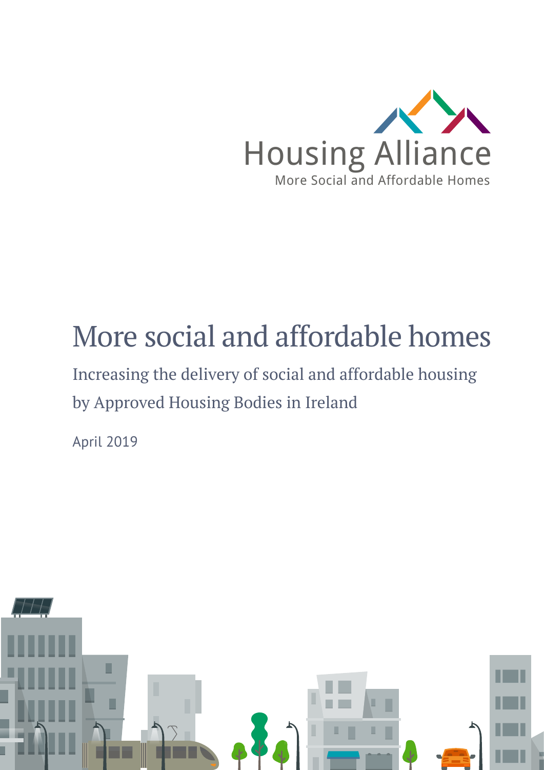Housing Alliance

More Social and Affordable Homes

# More social and affordable homes

## Increasing the delivery of social and affordable housing by Approved Housing Bodies in Ireland

April 2019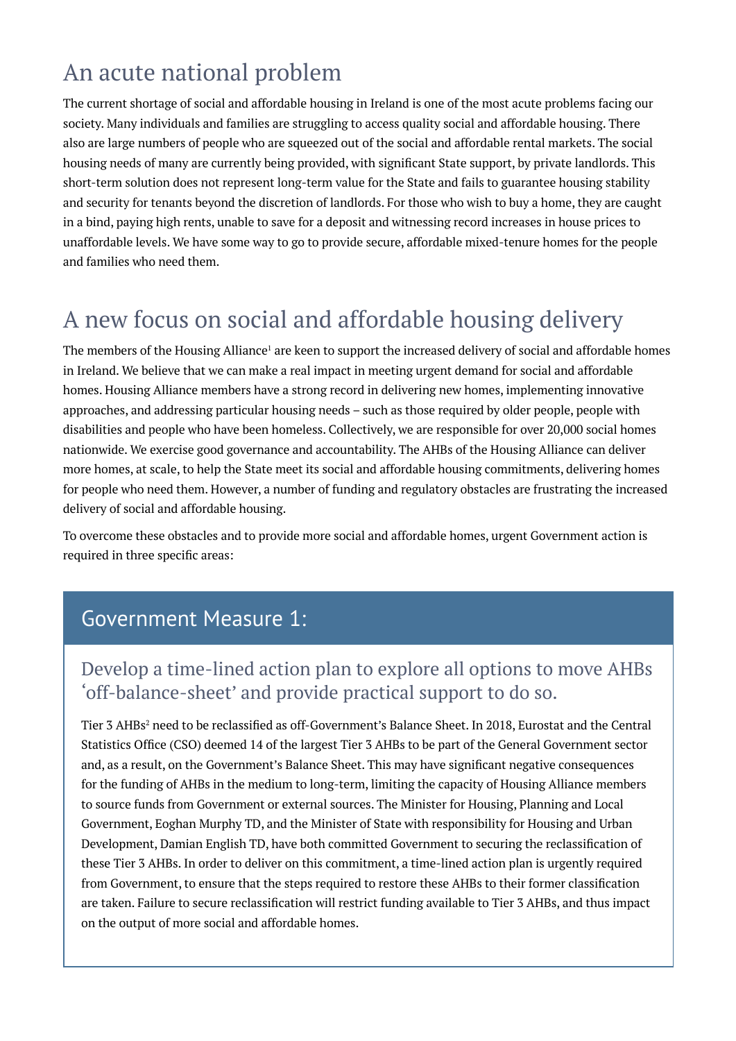## An acute national problem

The current shortage of social and affordable housing in Ireland is one of the most acute problems facing our society. Many individuals and families are struggling to access quality social and affordable housing. There also are large numbers of people who are squeezed out of the social and affordable rental markets. The social housing needs of many are currently being provided, with significant State support, by private landlords. This short-term solution does not represent long-term value for the State and fails to guarantee housing stability and security for tenants beyond the discretion of landlords. For those who wish to buy a home, they are caught in a bind, paying high rents, unable to save for a deposit and witnessing record increases in house prices to unaffordable levels. We have some way to go to provide secure, affordable mixed-tenure homes for the people and families who need them.

## A new focus on social and affordable housing delivery

The members of the Housing Alliance[1] are keen to support the increased delivery of social and affordable homes in Ireland. We believe that we can make a real impact in meeting urgent demand for social and affordable homes. Housing Alliance members have a strong record in delivering new homes, implementing innovative approaches, and addressing particular housing needs – such as those required by older people, people with disabilities and people who have been homeless. Collectively, we are responsible for over 20,000 social homes nationwide. We exercise good governance and accountability. The AHBs of the Housing Alliance can deliver more homes, at scale, to help the State meet its social and affordable housing commitments, delivering homes for people who need them. However, a number of funding and regulatory obstacles are frustrating the increased delivery of social and affordable housing.

To overcome these obstacles and to provide more social and affordable homes, urgent Government action is required in three specific areas:

### Government Measure 1:

#### Develop a time-lined action plan to explore all options to move AHBs 'off-balance-sheet' and provide practical support to do so.

Tier 3 AHBs[2] need to be reclassified as off-Government's Balance Sheet. In 2018, Eurostat and the Central Statistics Office (CSO) deemed 14 of the largest Tier 3 AHBs to be part of the General Government sector and, as a result, on the Government's Balance Sheet. This may have significant negative consequences for the funding of AHBs in the medium to long-term, limiting the capacity of Housing Alliance members to source funds from Government or external sources. The Minister for Housing, Planning and Local Government, Eoghan Murphy TD, and the Minister of State with responsibility for Housing and Urban Development, Damian English TD, have both committed Government to securing the reclassification of these Tier 3 AHBs. In order to deliver on this commitment, a time-lined action plan is urgently required from Government, to ensure that the steps required to restore these AHBs to their former classification are taken. Failure to secure reclassification will restrict funding available to Tier 3 AHBs, and thus impact on the output of more social and affordable homes.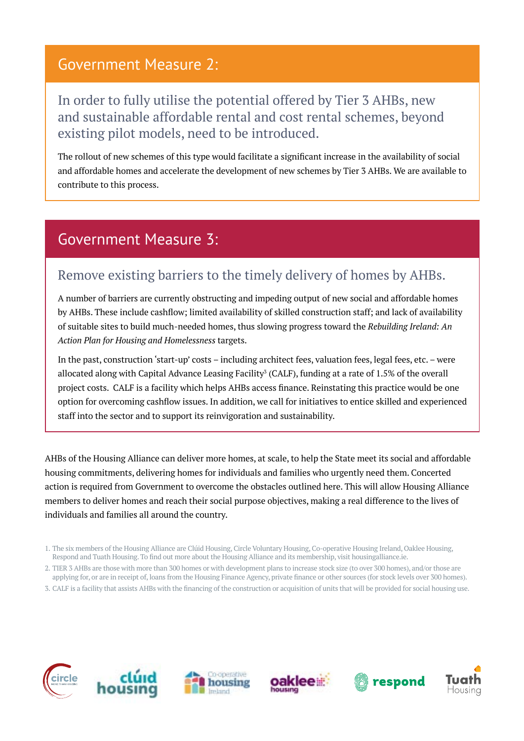## Government Measure 2:

### In order to fully utilise the potential offered by Tier 3 AHBs, new and sustainable affordable rental and cost rental schemes, beyond existing pilot models, need to be introduced.

The rollout of new schemes of this type would facilitate a significant increase in the availability of social and affordable homes and accelerate the development of new schemes by Tier 3 AHBs. We are available to contribute to this process.

## Government Measure 3:

### Remove existing barriers to the timely delivery of homes by AHBs.

A number of barriers are currently obstructing and impeding output of new social and affordable homes by AHBs. These include cashflow; limited availability of skilled construction staff; and lack of availability of suitable sites to build much-needed homes, thus slowing progress toward the *Rebuilding Ireland: An Action Plan for Housing and Homelessness* targets.

In the past, construction 'start-up' costs – including architect fees, valuation fees, legal fees, etc. – were allocated along with Capital Advance Leasing Facility[3] (CALF), funding at a rate of 1.5% of the overall project costs. CALF is a facility which helps AHBs access finance. Reinstating this practice would be one option for overcoming cashflow issues. In addition, we call for initiatives to entice skilled and experienced staff into the sector and to support its reinvigoration and sustainability.

AHBs of the Housing Alliance can deliver more homes, at scale, to help the State meet its social and affordable housing commitments, delivering homes for individuals and families who urgently need them. Concerted action is required from Government to overcome the obstacles outlined here. This will allow Housing Alliance members to deliver homes and reach their social purpose objectives, making a real difference to the lives of individuals and families all around the country.

1. The six members of the Housing Alliance are Clúid Housing, Circle Voluntary Housing, Co-operative Housing Ireland, Oaklee Housing, Respond and Tuath Housing. To find out more about the Housing Alliance and its membership, visit housingalliance.ie.
2. TIER 3 AHBs are those with more than 300 homes or with development plans to increase stock size (to over 300 homes), and/or those are applying for, or are in receipt of, loans from the Housing Finance Agency, private finance or other sources (for stock levels over 300 homes).
3. CALF is a facility that assists AHBs with the financing of the construction or acquisition of units that will be provided for social housing use.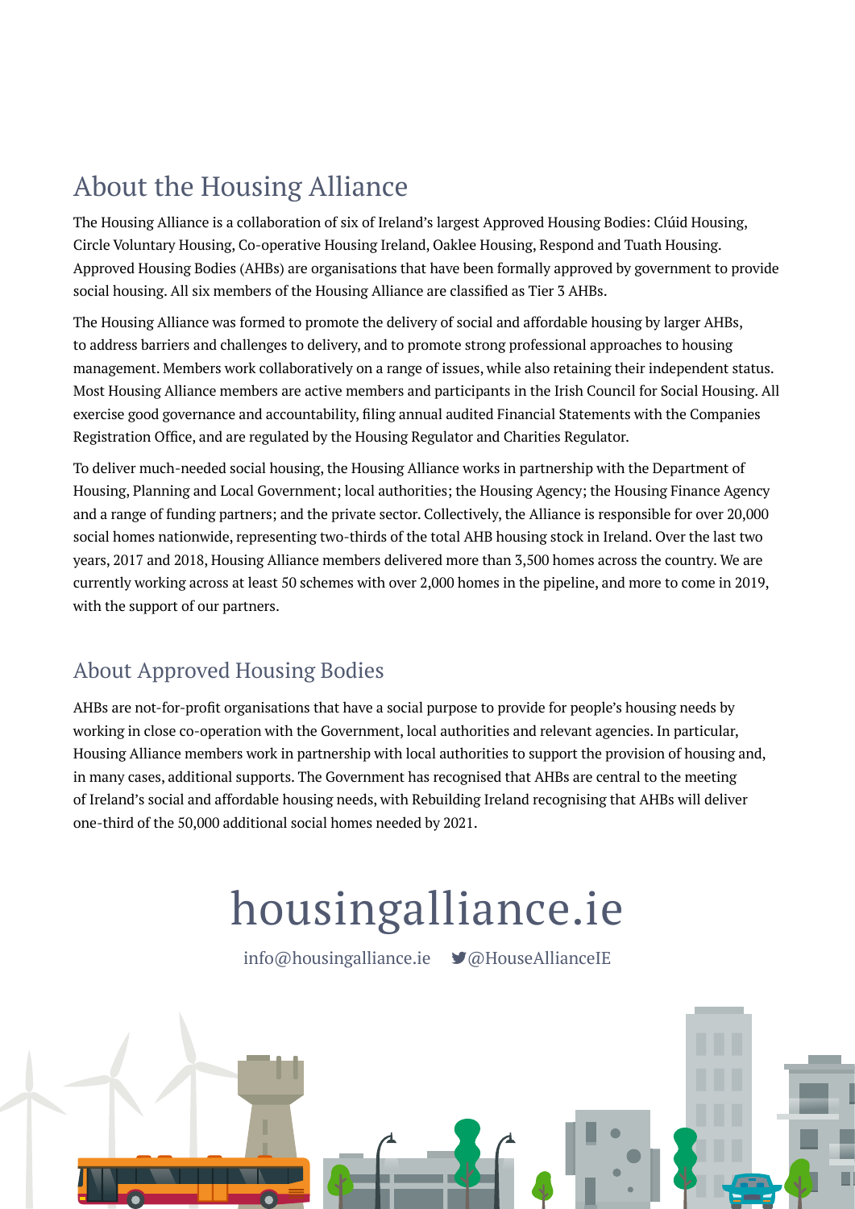## About the Housing Alliance

The Housing Alliance is a collaboration of six of Ireland's largest Approved Housing Bodies: Clúid Housing, Circle Voluntary Housing, Co-operative Housing Ireland, Oaklee Housing, Respond and Tuath Housing. Approved Housing Bodies (AHBs) are organisations that have been formally approved by government to provide social housing. All six members of the Housing Alliance are classified as Tier 3 AHBs.

The Housing Alliance was formed to promote the delivery of social and affordable housing by larger AHBs, to address barriers and challenges to delivery, and to promote strong professional approaches to housing management. Members work collaboratively on a range of issues, while also retaining their independent status. Most Housing Alliance members are active members and participants in the Irish Council for Social Housing. All exercise good governance and accountability, filing annual audited Financial Statements with the Companies Registration Office, and are regulated by the Housing Regulator and Charities Regulator.

To deliver much-needed social housing, the Housing Alliance works in partnership with the Department of Housing, Planning and Local Government; local authorities; the Housing Agency; the Housing Finance Agency and a range of funding partners; and the private sector. Collectively, the Alliance is responsible for over 20,000 social homes nationwide, representing two-thirds of the total AHB housing stock in Ireland. Over the last two years, 2017 and 2018, Housing Alliance members delivered more than 3,500 homes across the country. We are currently working across at least 50 schemes with over 2,000 homes in the pipeline, and more to come in 2019, with the support of our partners.

## About Approved Housing Bodies

AHBs are not-for-profit organisations that have a social purpose to provide for people's housing needs by working in close co-operation with the Government, local authorities and relevant agencies. In particular, Housing Alliance members work in partnership with local authorities to support the provision of housing and, in many cases, additional supports. The Government has recognised that AHBs are central to the meeting of Ireland's social and affordable housing needs, with Rebuilding Ireland recognising that AHBs will deliver one-third of the 50,000 additional social homes needed by 2021.

# housingalliance.ie

info@housingalliance.ie @HouseAllianceIE